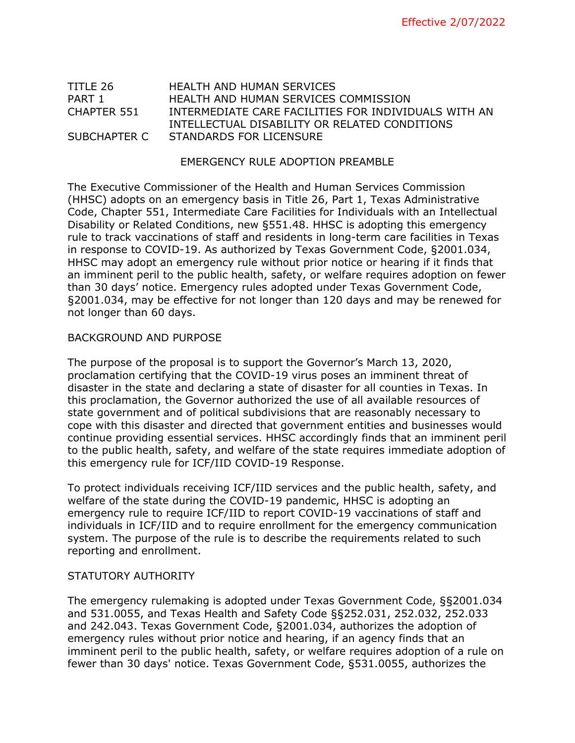Effective 2/07/2022

| | |
|---|---|
| TITLE 26 | HEALTH AND HUMAN SERVICES |
| PART 1 | HEALTH AND HUMAN SERVICES COMMISSION |
| CHAPTER 551 | INTERMEDIATE CARE FACILITIES FOR INDIVIDUALS WITH AN INTELLECTUAL DISABILITY OR RELATED CONDITIONS |
| SUBCHAPTER C | STANDARDS FOR LICENSURE |

EMERGENCY RULE ADOPTION PREAMBLE

The Executive Commissioner of the Health and Human Services Commission (HHSC) adopts on an emergency basis in Title 26, Part 1, Texas Administrative Code, Chapter 551, Intermediate Care Facilities for Individuals with an Intellectual Disability or Related Conditions, new §551.48. HHSC is adopting this emergency rule to track vaccinations of staff and residents in long-term care facilities in Texas in response to COVID-19. As authorized by Texas Government Code, §2001.034, HHSC may adopt an emergency rule without prior notice or hearing if it finds that an imminent peril to the public health, safety, or welfare requires adoption on fewer than 30 days' notice. Emergency rules adopted under Texas Government Code, §2001.034, may be effective for not longer than 120 days and may be renewed for not longer than 60 days.

BACKGROUND AND PURPOSE

The purpose of the proposal is to support the Governor's March 13, 2020, proclamation certifying that the COVID-19 virus poses an imminent threat of disaster in the state and declaring a state of disaster for all counties in Texas. In this proclamation, the Governor authorized the use of all available resources of state government and of political subdivisions that are reasonably necessary to cope with this disaster and directed that government entities and businesses would continue providing essential services. HHSC accordingly finds that an imminent peril to the public health, safety, and welfare of the state requires immediate adoption of this emergency rule for ICF/IID COVID-19 Response.

To protect individuals receiving ICF/IID services and the public health, safety, and welfare of the state during the COVID-19 pandemic, HHSC is adopting an emergency rule to require ICF/IID to report COVID-19 vaccinations of staff and individuals in ICF/IID and to require enrollment for the emergency communication system. The purpose of the rule is to describe the requirements related to such reporting and enrollment.

STATUTORY AUTHORITY

The emergency rulemaking is adopted under Texas Government Code, §§2001.034 and 531.0055, and Texas Health and Safety Code §§252.031, 252.032, 252.033 and 242.043. Texas Government Code, §2001.034, authorizes the adoption of emergency rules without prior notice and hearing, if an agency finds that an imminent peril to the public health, safety, or welfare requires adoption of a rule on fewer than 30 days' notice. Texas Government Code, §531.0055, authorizes the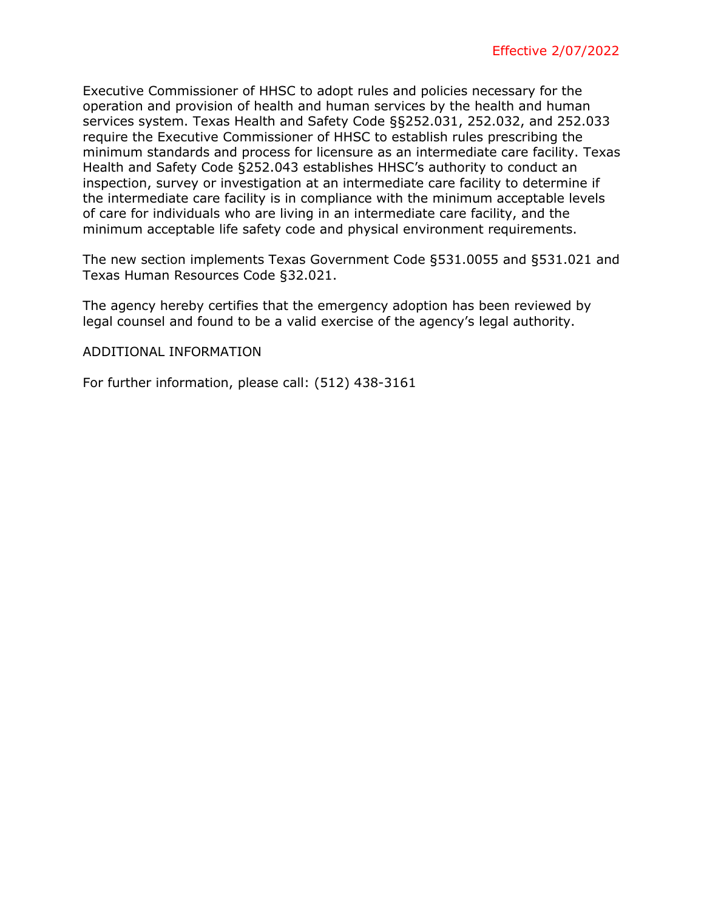Effective 2/07/2022

Executive Commissioner of HHSC to adopt rules and policies necessary for the operation and provision of health and human services by the health and human services system. Texas Health and Safety Code §§252.031, 252.032, and 252.033 require the Executive Commissioner of HHSC to establish rules prescribing the minimum standards and process for licensure as an intermediate care facility. Texas Health and Safety Code §252.043 establishes HHSC's authority to conduct an inspection, survey or investigation at an intermediate care facility to determine if the intermediate care facility is in compliance with the minimum acceptable levels of care for individuals who are living in an intermediate care facility, and the minimum acceptable life safety code and physical environment requirements.

The new section implements Texas Government Code §531.0055 and §531.021 and Texas Human Resources Code §32.021.

The agency hereby certifies that the emergency adoption has been reviewed by legal counsel and found to be a valid exercise of the agency's legal authority.

ADDITIONAL INFORMATION

For further information, please call: (512) 438-3161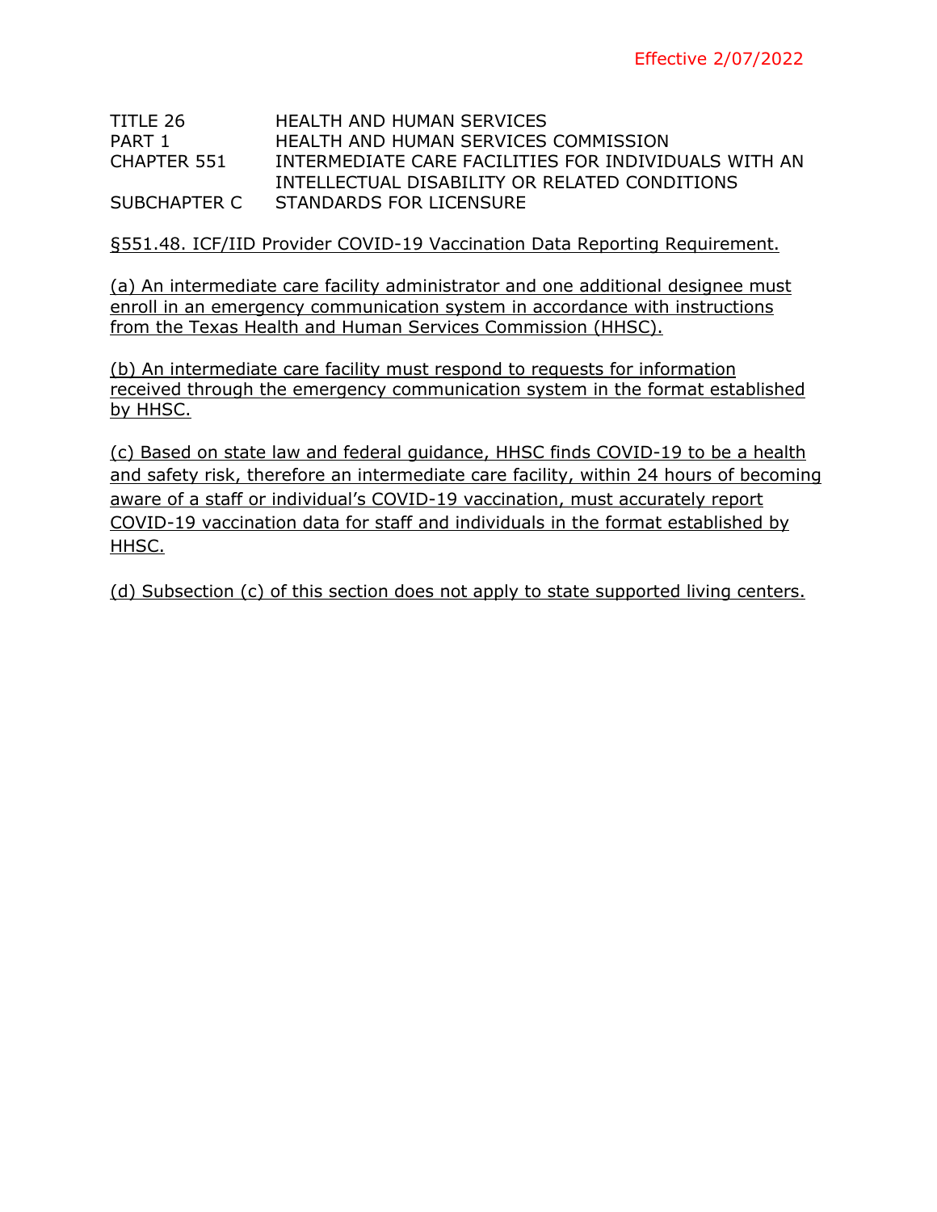Effective 2/07/2022

TITLE 26 HEALTH AND HUMAN SERVICES
PART 1 HEALTH AND HUMAN SERVICES COMMISSION
CHAPTER 551 INTERMEDIATE CARE FACILITIES FOR INDIVIDUALS WITH AN INTELLECTUAL DISABILITY OR RELATED CONDITIONS
SUBCHAPTER C STANDARDS FOR LICENSURE

§551.48. ICF/IID Provider COVID-19 Vaccination Data Reporting Requirement.

(a) An intermediate care facility administrator and one additional designee must enroll in an emergency communication system in accordance with instructions from the Texas Health and Human Services Commission (HHSC).

(b) An intermediate care facility must respond to requests for information received through the emergency communication system in the format established by HHSC.

(c) Based on state law and federal guidance, HHSC finds COVID-19 to be a health and safety risk, therefore an intermediate care facility, within 24 hours of becoming aware of a staff or individual's COVID-19 vaccination, must accurately report COVID-19 vaccination data for staff and individuals in the format established by HHSC.

(d) Subsection (c) of this section does not apply to state supported living centers.